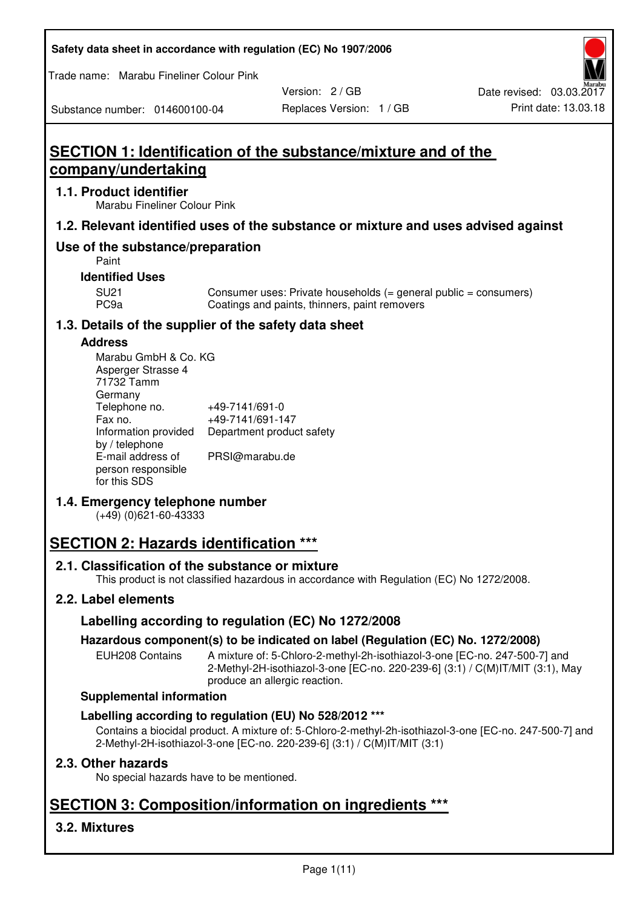Safety data sheet in accordance with regulation (EC) No 1907/2006

Trade name: Marabu Fineliner Colour Pink

| Substance number: 014600100-04 | Version: 2 / GB | Date revised: 03.03.2017 |
|---|---|---|
| | Replaces Version: 1 / GB | Print date: 13.03.18 |

# SECTION 1: Identification of the substance/mixture and of the company/undertaking

## 1.1. Product identifier

Marabu Fineliner Colour Pink

## 1.2. Relevant identified uses of the substance or mixture and uses advised against

## Use of the substance/preparation

Paint

### Identified Uses

| | |
|---|---|
| SU21 | Consumer uses: Private households (= general public = consumers) |
| PC9a | Coatings and paints, thinners, paint removers |

## 1.3. Details of the supplier of the safety data sheet

### Address

Marabu GmbH & Co. KG
Asperger Strasse 4
71732 Tamm
Germany

| | |
|---|---|
| Telephone no. | +49-7141/691-0 |
| Fax no. | +49-7141/691-147 |
| Information provided by / telephone | Department product safety |
| E-mail address of person responsible for this SDS | PRSI@marabu.de |

## 1.4. Emergency telephone number

(+49) (0)621-60-43333

# SECTION 2: Hazards identification ***

## 2.1. Classification of the substance or mixture

This product is not classified hazardous in accordance with Regulation (EC) No 1272/2008.

## 2.2. Label elements

### Labelling according to regulation (EC) No 1272/2008

### Hazardous component(s) to be indicated on label (Regulation (EC) No. 1272/2008)

| | |
|---|---|
| EUH208 Contains | A mixture of: 5-Chloro-2-methyl-2h-isothiazol-3-one [EC-no. 247-500-7] and 2-Methyl-2H-isothiazol-3-one [EC-no. 220-239-6] (3:1) / C(M)IT/MIT (3:1), May produce an allergic reaction. |

### Supplemental information

### Labelling according to regulation (EU) No 528/2012 ***

Contains a biocidal product. A mixture of: 5-Chloro-2-methyl-2h-isothiazol-3-one [EC-no. 247-500-7] and 2-Methyl-2H-isothiazol-3-one [EC-no. 220-239-6] (3:1) / C(M)IT/MIT (3:1)

## 2.3. Other hazards

No special hazards have to be mentioned.

# SECTION 3: Composition/information on ingredients ***

## 3.2. Mixtures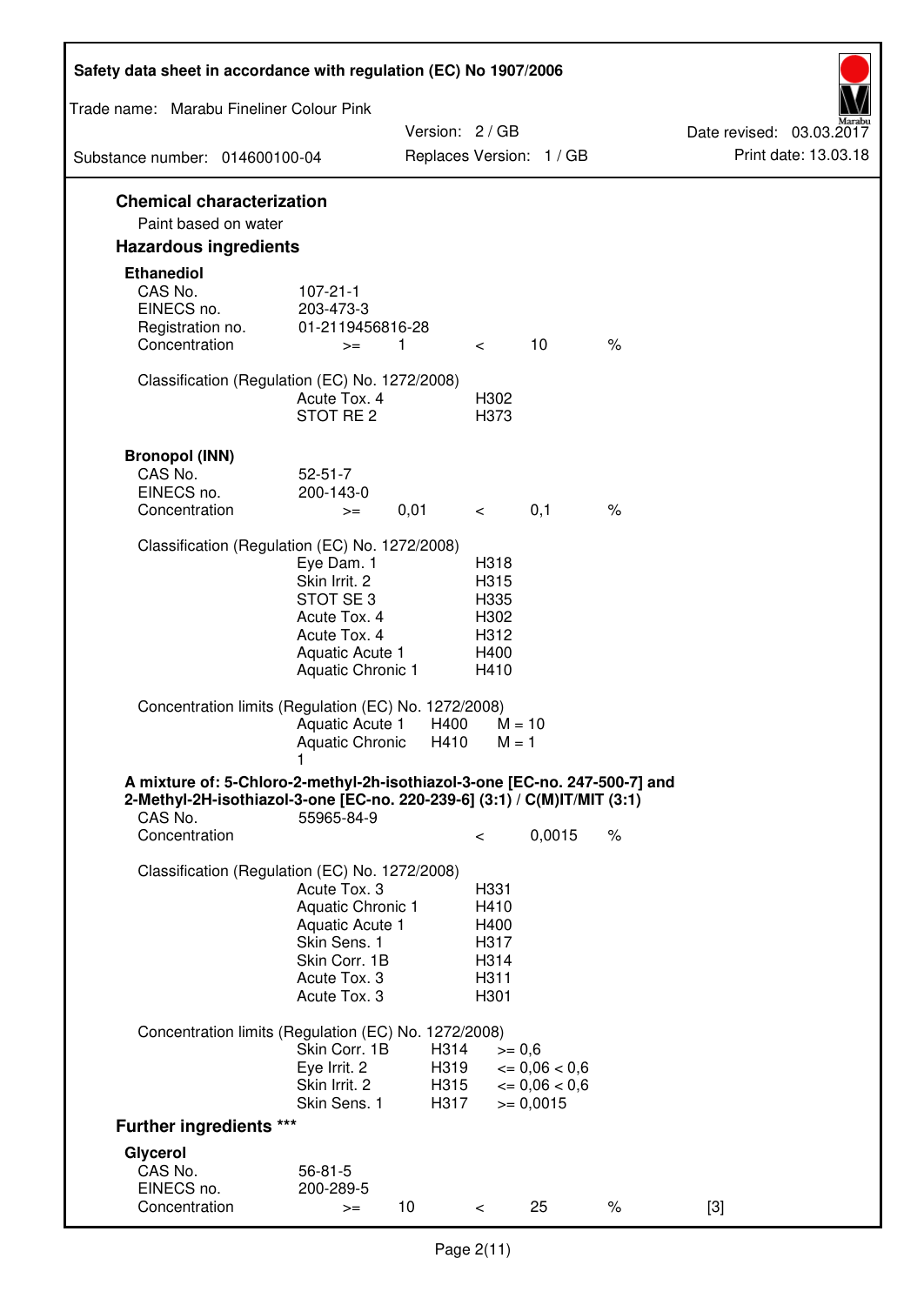## Chemical characterization

Paint based on water

## Hazardous ingredients

### Ethanediol

| | | | | | |
|---|---|---|---|---|---|
| CAS No. | 107-21-1 | | | | |
| EINECS no. | 203-473-3 | | | | |
| Registration no. | 01-2119456816-28 | | | | |
| Concentration | >= | 1 | < | 10 | % |

Classification (Regulation (EC) No. 1272/2008)

| | |
|---|---|
| Acute Tox. 4 | H302 |
| STOT RE 2 | H373 |

### Bronopol (INN)

| | | | | | |
|---|---|---|---|---|---|
| CAS No. | 52-51-7 | | | | |
| EINECS no. | 200-143-0 | | | | |
| Concentration | >= | 0,01 | < | 0,1 | % |

Classification (Regulation (EC) No. 1272/2008)

| | |
|---|---|
| Eye Dam. 1 | H318 |
| Skin Irrit. 2 | H315 |
| STOT SE 3 | H335 |
| Acute Tox. 4 | H302 |
| Acute Tox. 4 | H312 |
| Aquatic Acute 1 | H400 |
| Aquatic Chronic 1 | H410 |

Concentration limits (Regulation (EC) No. 1272/2008)

| | | |
|---|---|---|
| Aquatic Acute 1 | H400 | M = 10 |
| Aquatic Chronic 1 | H410 | M = 1 |

### A mixture of: 5-Chloro-2-methyl-2h-isothiazol-3-one [EC-no. 247-500-7] and 2-Methyl-2H-isothiazol-3-one [EC-no. 220-239-6] (3:1) / C(M)IT/MIT (3:1)

| | | | | | |
|---|---|---|---|---|---|
| CAS No. | 55965-84-9 | | | | |
| Concentration | | | < | 0,0015 | % |

Classification (Regulation (EC) No. 1272/2008)

| | |
|---|---|
| Acute Tox. 3 | H331 |
| Aquatic Chronic 1 | H410 |
| Aquatic Acute 1 | H400 |
| Skin Sens. 1 | H317 |
| Skin Corr. 1B | H314 |
| Acute Tox. 3 | H311 |
| Acute Tox. 3 | H301 |

Concentration limits (Regulation (EC) No. 1272/2008)

| | | |
|---|---|---|
| Skin Corr. 1B | H314 | >= 0,6 |
| Eye Irrit. 2 | H319 | <= 0,06 < 0,6 |
| Skin Irrit. 2 | H315 | <= 0,06 < 0,6 |
| Skin Sens. 1 | H317 | >= 0,0015 |

## Further ingredients ***

### Glycerol

| | | | | | | |
|---|---|---|---|---|---|---|
| CAS No. | 56-81-5 | | | | | |
| EINECS no. | 200-289-5 | | | | | |
| Concentration | >= | 10 | < | 25 | % | [3] |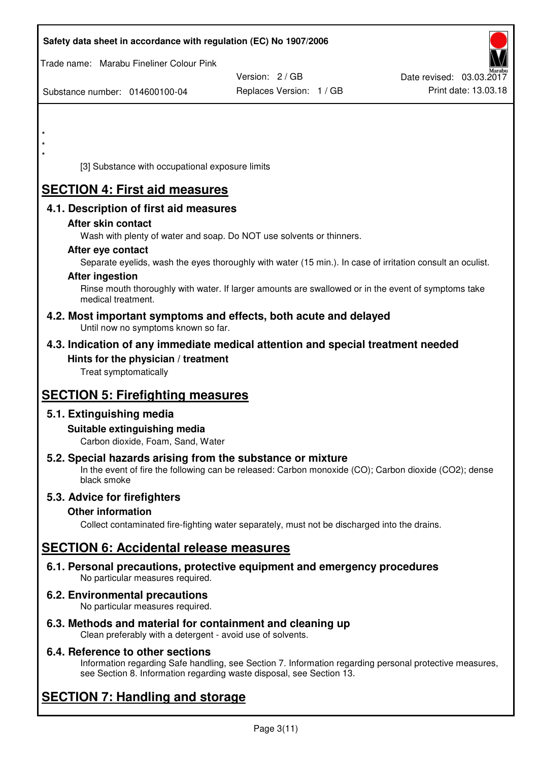*
*
*

[3] Substance with occupational exposure limits

# SECTION 4: First aid measures

## 4.1. Description of first aid measures

### After skin contact

Wash with plenty of water and soap. Do NOT use solvents or thinners.

### After eye contact

Separate eyelids, wash the eyes thoroughly with water (15 min.). In case of irritation consult an oculist.

### After ingestion

Rinse mouth thoroughly with water. If larger amounts are swallowed or in the event of symptoms take medical treatment.

## 4.2. Most important symptoms and effects, both acute and delayed

Until now no symptoms known so far.

## 4.3. Indication of any immediate medical attention and special treatment needed

### Hints for the physician / treatment

Treat symptomatically

# SECTION 5: Firefighting measures

## 5.1. Extinguishing media

### Suitable extinguishing media

Carbon dioxide, Foam, Sand, Water

## 5.2. Special hazards arising from the substance or mixture

In the event of fire the following can be released: Carbon monoxide (CO); Carbon dioxide ($CO_2$); dense black smoke

## 5.3. Advice for firefighters

### Other information

Collect contaminated fire-fighting water separately, must not be discharged into the drains.

# SECTION 6: Accidental release measures

## 6.1. Personal precautions, protective equipment and emergency procedures

No particular measures required.

## 6.2. Environmental precautions

No particular measures required.

## 6.3. Methods and material for containment and cleaning up

Clean preferably with a detergent - avoid use of solvents.

## 6.4. Reference to other sections

Information regarding Safe handling, see Section 7. Information regarding personal protective measures, see Section 8. Information regarding waste disposal, see Section 13.

# SECTION 7: Handling and storage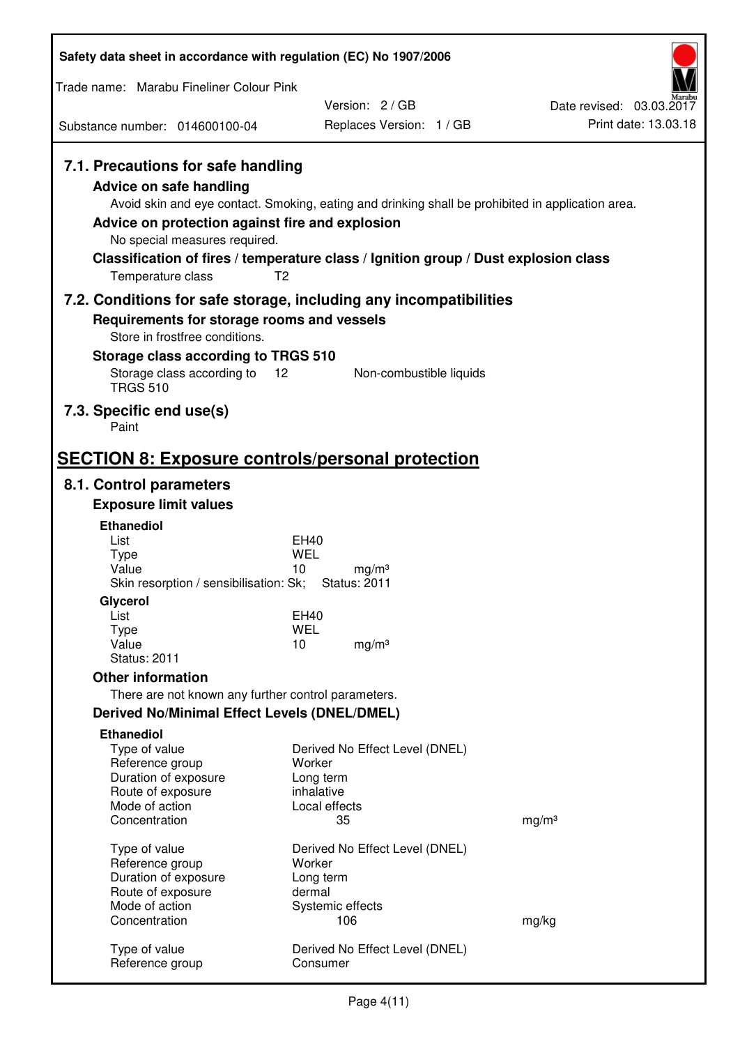### 7.1. Precautions for safe handling

**Advice on safe handling**

Avoid skin and eye contact. Smoking, eating and drinking shall be prohibited in application area.

**Advice on protection against fire and explosion**

No special measures required.

**Classification of fires / temperature class / Ignition group / Dust explosion class**

Temperature class T2

### 7.2. Conditions for safe storage, including any incompatibilities

**Requirements for storage rooms and vessels**

Store in frostfree conditions.

**Storage class according to TRGS 510**

Storage class according to TRGS 510 12 Non-combustible liquids

### 7.3. Specific end use(s)

Paint

## SECTION 8: Exposure controls/personal protection

### 8.1. Control parameters

**Exposure limit values**

**Ethanediol**

| | |
|---|---|
| List | EH40 |
| Type | WEL |
| Value | 10 mg/m³ |
| Skin resorption / sensibilisation: Sk; | Status: 2011 |

**Glycerol**

| | |
|---|---|
| List | EH40 |
| Type | WEL |
| Value | 10 mg/m³ |
| Status: 2011 | |

**Other information**

There are not known any further control parameters.

**Derived No/Minimal Effect Levels (DNEL/DMEL)**

**Ethanediol**

| | | |
|---|---|---|
| Type of value | Derived No Effect Level (DNEL) | |
| Reference group | Worker | |
| Duration of exposure | Long term | |
| Route of exposure | inhalative | |
| Mode of action | Local effects | |
| Concentration | 35 | mg/m³ |

| | | |
|---|---|---|
| Type of value | Derived No Effect Level (DNEL) | |
| Reference group | Worker | |
| Duration of exposure | Long term | |
| Route of exposure | dermal | |
| Mode of action | Systemic effects | |
| Concentration | 106 | mg/kg |

| | |
|---|---|
| Type of value | Derived No Effect Level (DNEL) |
| Reference group | Consumer |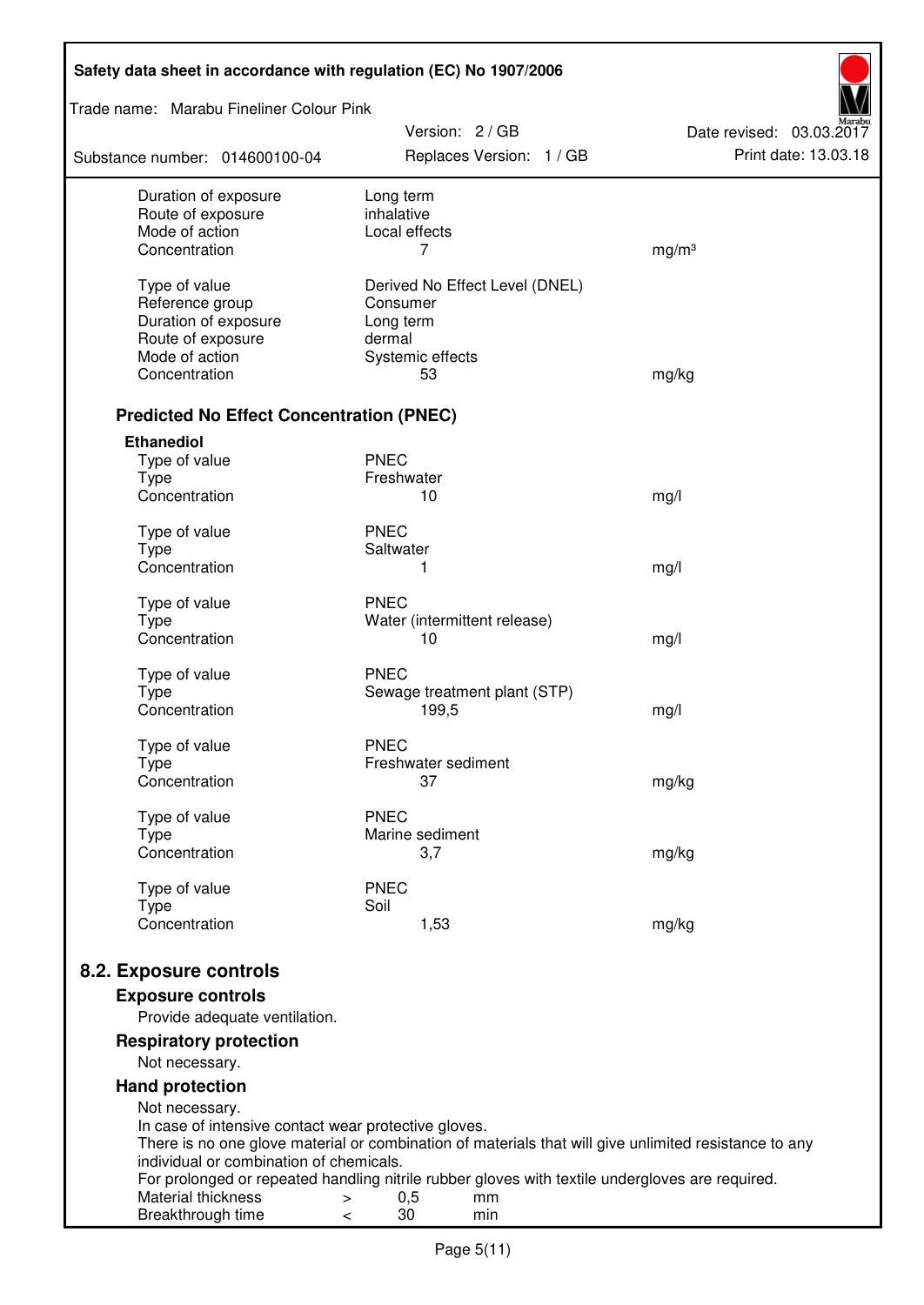| | | |
|---|---|---|
| Duration of exposure | Long term | |
| Route of exposure | inhalative | |
| Mode of action | Local effects | |
| Concentration | 7 | mg/m³ |
| | | |
| Type of value | Derived No Effect Level (DNEL) | |
| Reference group | Consumer | |
| Duration of exposure | Long term | |
| Route of exposure | dermal | |
| Mode of action | Systemic effects | |
| Concentration | 53 | mg/kg |

### Predicted No Effect Concentration (PNEC)

**Ethanediol**

| | | |
|---|---|---|
| Type of value | PNEC | |
| Type | Freshwater | |
| Concentration | 10 | mg/l |
| | | |
| Type of value | PNEC | |
| Type | Saltwater | |
| Concentration | 1 | mg/l |
| | | |
| Type of value | PNEC | |
| Type | Water (intermittent release) | |
| Concentration | 10 | mg/l |
| | | |
| Type of value | PNEC | |
| Type | Sewage treatment plant (STP) | |
| Concentration | 199,5 | mg/l |
| | | |
| Type of value | PNEC | |
| Type | Freshwater sediment | |
| Concentration | 37 | mg/kg |
| | | |
| Type of value | PNEC | |
| Type | Marine sediment | |
| Concentration | 3,7 | mg/kg |
| | | |
| Type of value | PNEC | |
| Type | Soil | |
| Concentration | 1,53 | mg/kg |

## 8.2. Exposure controls

### Exposure controls

Provide adequate ventilation.

### Respiratory protection

Not necessary.

### Hand protection

Not necessary.
In case of intensive contact wear protective gloves.
There is no one glove material or combination of materials that will give unlimited resistance to any individual or combination of chemicals.
For prolonged or repeated handling nitrile rubber gloves with textile undergloves are required.

| | | | |
|---|---|---|---|
| Material thickness | > | 0,5 | mm |
| Breakthrough time | < | 30 | min |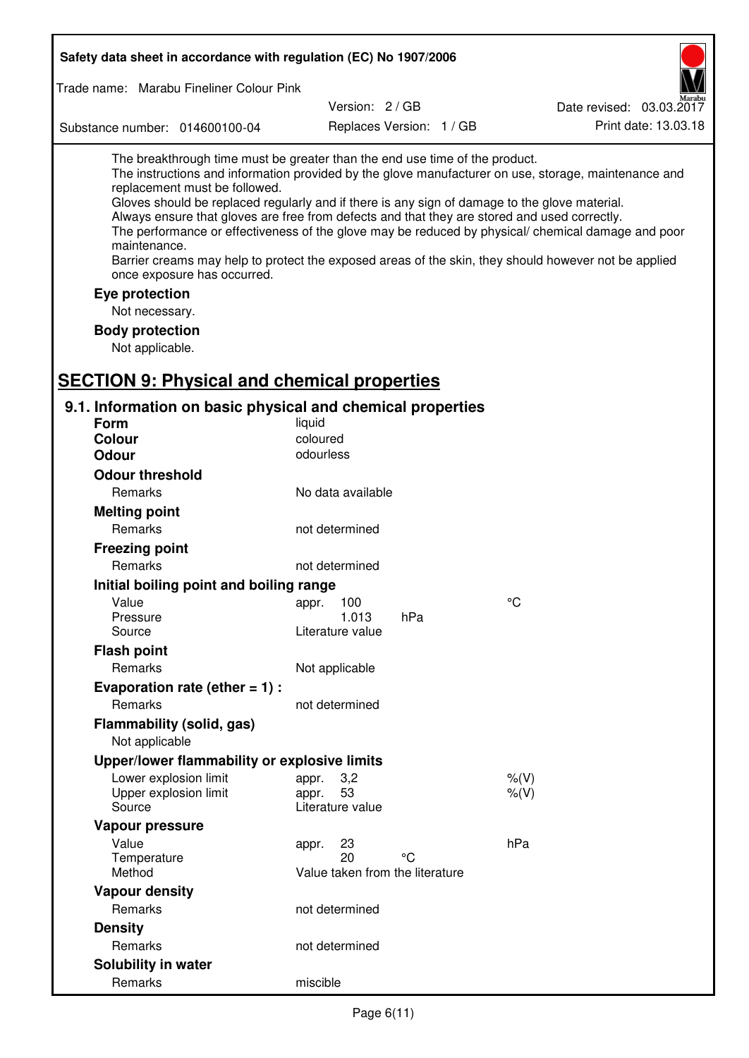The breakthrough time must be greater than the end use time of the product.
The instructions and information provided by the glove manufacturer on use, storage, maintenance and replacement must be followed.
Gloves should be replaced regularly and if there is any sign of damage to the glove material.
Always ensure that gloves are free from defects and that they are stored and used correctly.
The performance or effectiveness of the glove may be reduced by physical/ chemical damage and poor maintenance.
Barrier creams may help to protect the exposed areas of the skin, they should however not be applied once exposure has occurred.

**Eye protection**

Not necessary.

**Body protection**

Not applicable.

# SECTION 9: Physical and chemical properties

## 9.1. Information on basic physical and chemical properties

**Form** liquid

**Colour** coloured

**Odour** odourless

**Odour threshold**

| | | | |
|---|---|---|---|
| Remarks | No data available | | |

**Melting point**

| | | | |
|---|---|---|---|
| Remarks | not determined | | |

**Freezing point**

| | | | |
|---|---|---|---|
| Remarks | not determined | | |

**Initial boiling point and boiling range**

| | | | |
|---|---|---|---|
| Value | appr. 100 | | °C |
| Pressure | 1.013 | hPa | |
| Source | Literature value | | |

**Flash point**

| | | | |
|---|---|---|---|
| Remarks | Not applicable | | |

**Evaporation rate (ether = 1) :**

| | | | |
|---|---|---|---|
| Remarks | not determined | | |

**Flammability (solid, gas)**

Not applicable

**Upper/lower flammability or explosive limits**

| | | | |
|---|---|---|---|
| Lower explosion limit | appr. 3,2 | | %(V) |
| Upper explosion limit | appr. 53 | | %(V) |
| Source | Literature value | | |

**Vapour pressure**

| | | | |
|---|---|---|---|
| Value | appr. 23 | | hPa |
| Temperature | 20 | °C | |
| Method | Value taken from the literature | | |

**Vapour density**

| | | | |
|---|---|---|---|
| Remarks | not determined | | |

**Density**

| | | | |
|---|---|---|---|
| Remarks | not determined | | |

**Solubility in water**

| | | | |
|---|---|---|---|
| Remarks | miscible | | |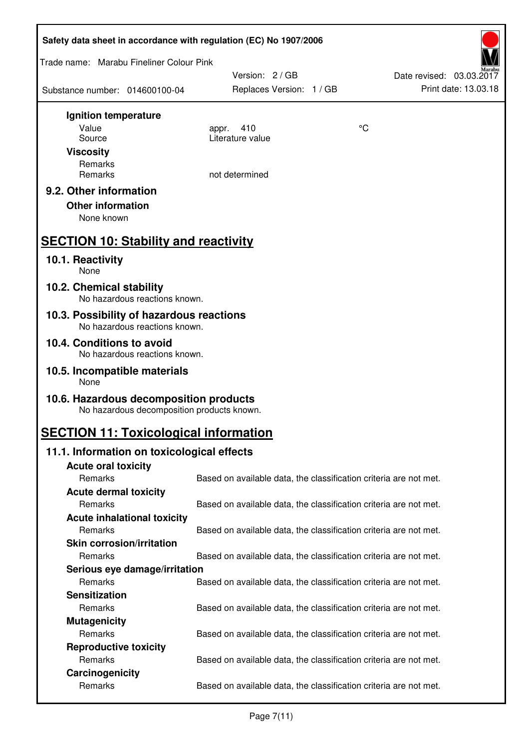**Ignition temperature**

| | | |
|---|---|---|
| Value | appr. 410 | °C |
| Source | Literature value | |

**Viscosity**

| | |
|---|---|
| Remarks | |
| Remarks | not determined |

### 9.2. Other information

**Other information**

None known

## SECTION 10: Stability and reactivity

### 10.1. Reactivity

None

### 10.2. Chemical stability

No hazardous reactions known.

### 10.3. Possibility of hazardous reactions

No hazardous reactions known.

### 10.4. Conditions to avoid

No hazardous reactions known.

### 10.5. Incompatible materials

None

### 10.6. Hazardous decomposition products

No hazardous decomposition products known.

## SECTION 11: Toxicological information

### 11.1. Information on toxicological effects

**Acute oral toxicity**

Remarks: Based on available data, the classification criteria are not met.

**Acute dermal toxicity**

Remarks: Based on available data, the classification criteria are not met.

**Acute inhalational toxicity**

Remarks: Based on available data, the classification criteria are not met.

**Skin corrosion/irritation**

Remarks: Based on available data, the classification criteria are not met.

**Serious eye damage/irritation**

Remarks: Based on available data, the classification criteria are not met.

**Sensitization**

Remarks: Based on available data, the classification criteria are not met.

**Mutagenicity**

Remarks: Based on available data, the classification criteria are not met.

**Reproductive toxicity**

Remarks: Based on available data, the classification criteria are not met.

**Carcinogenicity**

Remarks: Based on available data, the classification criteria are not met.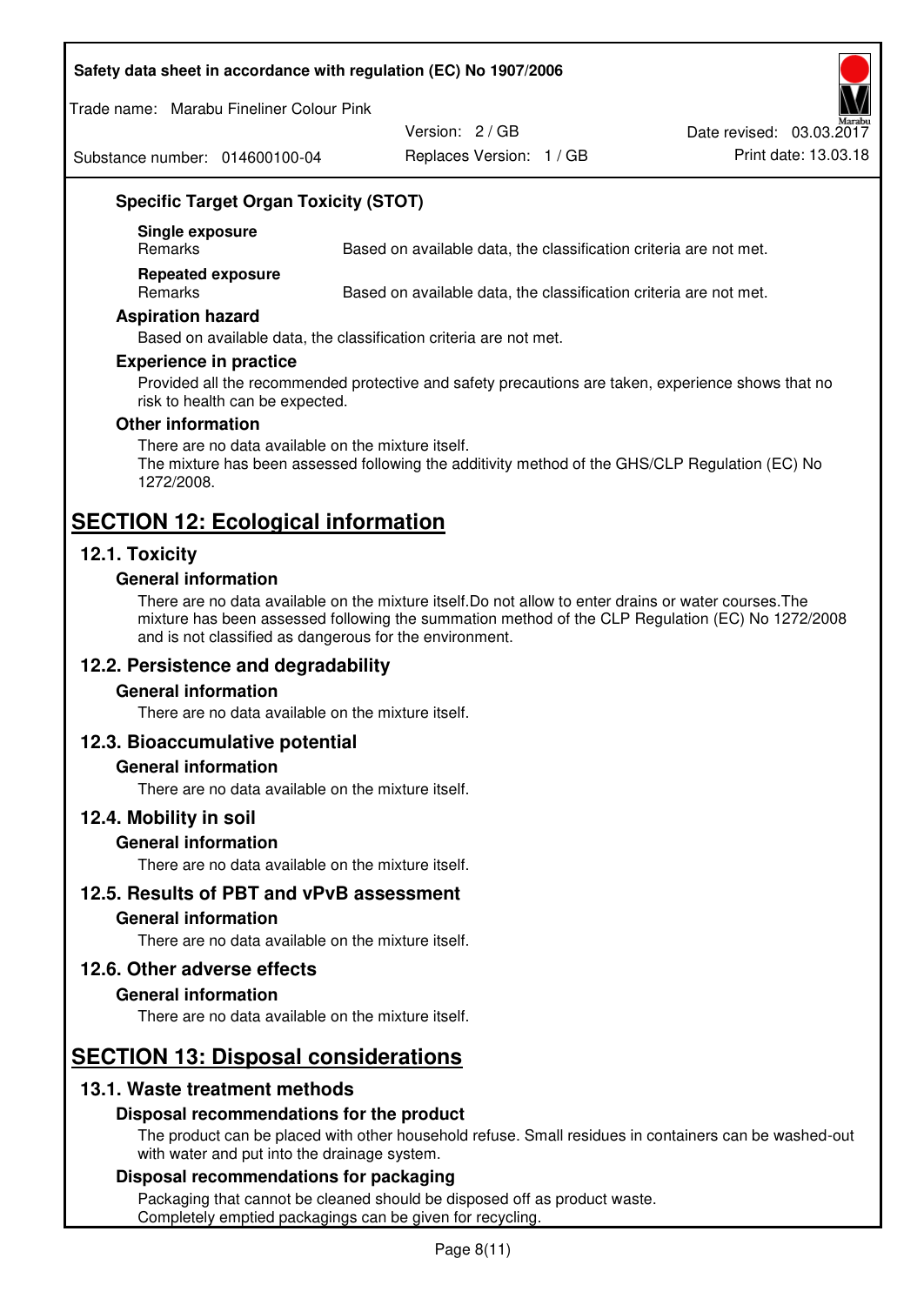### Specific Target Organ Toxicity (STOT)

**Single exposure**

| Remarks | Based on available data, the classification criteria are not met. |
|---|---|

**Repeated exposure**

| Remarks | Based on available data, the classification criteria are not met. |
|---|---|

### Aspiration hazard

Based on available data, the classification criteria are not met.

### Experience in practice

Provided all the recommended protective and safety precautions are taken, experience shows that no risk to health can be expected.

### Other information

There are no data available on the mixture itself.
The mixture has been assessed following the additivity method of the GHS/CLP Regulation (EC) No 1272/2008.

# SECTION 12: Ecological information

## 12.1. Toxicity

### General information

There are no data available on the mixture itself.Do not allow to enter drains or water courses.The mixture has been assessed following the summation method of the CLP Regulation (EC) No 1272/2008 and is not classified as dangerous for the environment.

## 12.2. Persistence and degradability

### General information

There are no data available on the mixture itself.

## 12.3. Bioaccumulative potential

### General information

There are no data available on the mixture itself.

## 12.4. Mobility in soil

### General information

There are no data available on the mixture itself.

## 12.5. Results of PBT and vPvB assessment

### General information

There are no data available on the mixture itself.

## 12.6. Other adverse effects

### General information

There are no data available on the mixture itself.

# SECTION 13: Disposal considerations

## 13.1. Waste treatment methods

### Disposal recommendations for the product

The product can be placed with other household refuse. Small residues in containers can be washed-out with water and put into the drainage system.

### Disposal recommendations for packaging

Packaging that cannot be cleaned should be disposed off as product waste.
Completely emptied packagings can be given for recycling.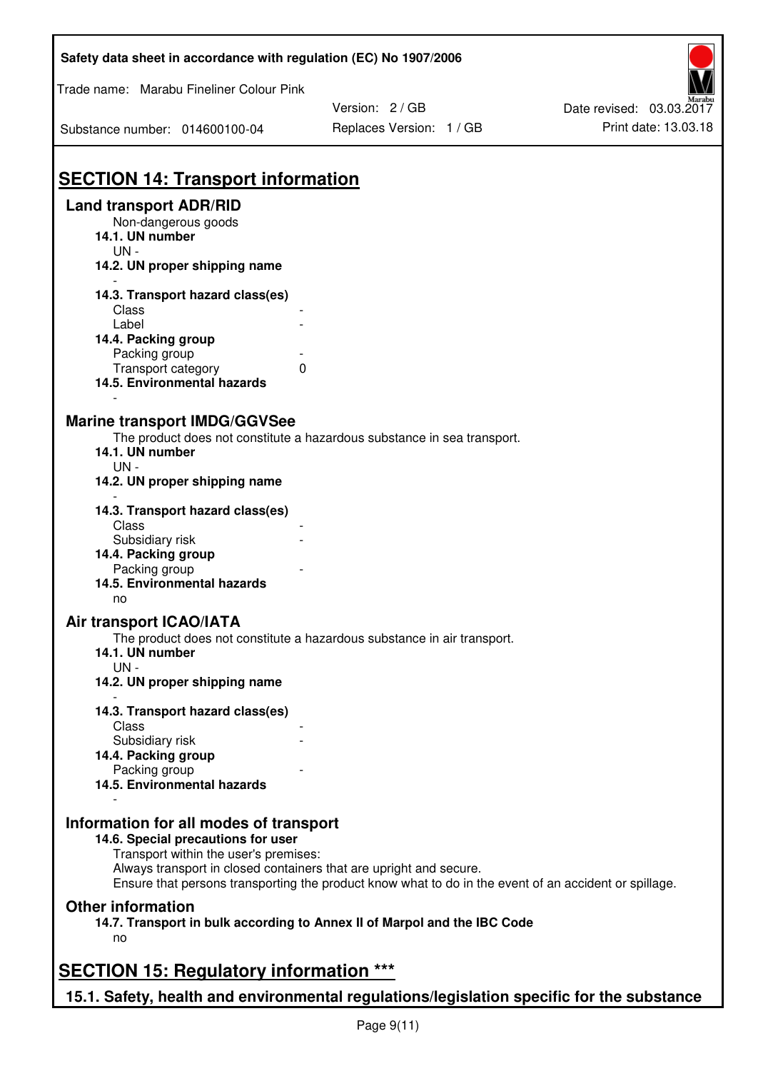# SECTION 14: Transport information

## Land transport ADR/RID

Non-dangerous goods

**14.1. UN number**

UN -

**14.2. UN proper shipping name**

-

**14.3. Transport hazard class(es)**

Class -

Label -

**14.4. Packing group**

Packing group -

Transport category 0

**14.5. Environmental hazards**

-

## Marine transport IMDG/GGVSee

The product does not constitute a hazardous substance in sea transport.

**14.1. UN number**

UN -

**14.2. UN proper shipping name**

-

**14.3. Transport hazard class(es)**

Class -

Subsidiary risk -

**14.4. Packing group**

Packing group -

**14.5. Environmental hazards**

no

## Air transport ICAO/IATA

The product does not constitute a hazardous substance in air transport.

**14.1. UN number**

UN -

**14.2. UN proper shipping name**

-

**14.3. Transport hazard class(es)**

Class -

Subsidiary risk -

**14.4. Packing group**

Packing group -

**14.5. Environmental hazards**

-

## Information for all modes of transport

**14.6. Special precautions for user**

Transport within the user's premises:
Always transport in closed containers that are upright and secure.
Ensure that persons transporting the product know what to do in the event of an accident or spillage.

## Other information

**14.7. Transport in bulk according to Annex II of Marpol and the IBC Code**

no

# SECTION 15: Regulatory information ***

## 15.1. Safety, health and environmental regulations/legislation specific for the substance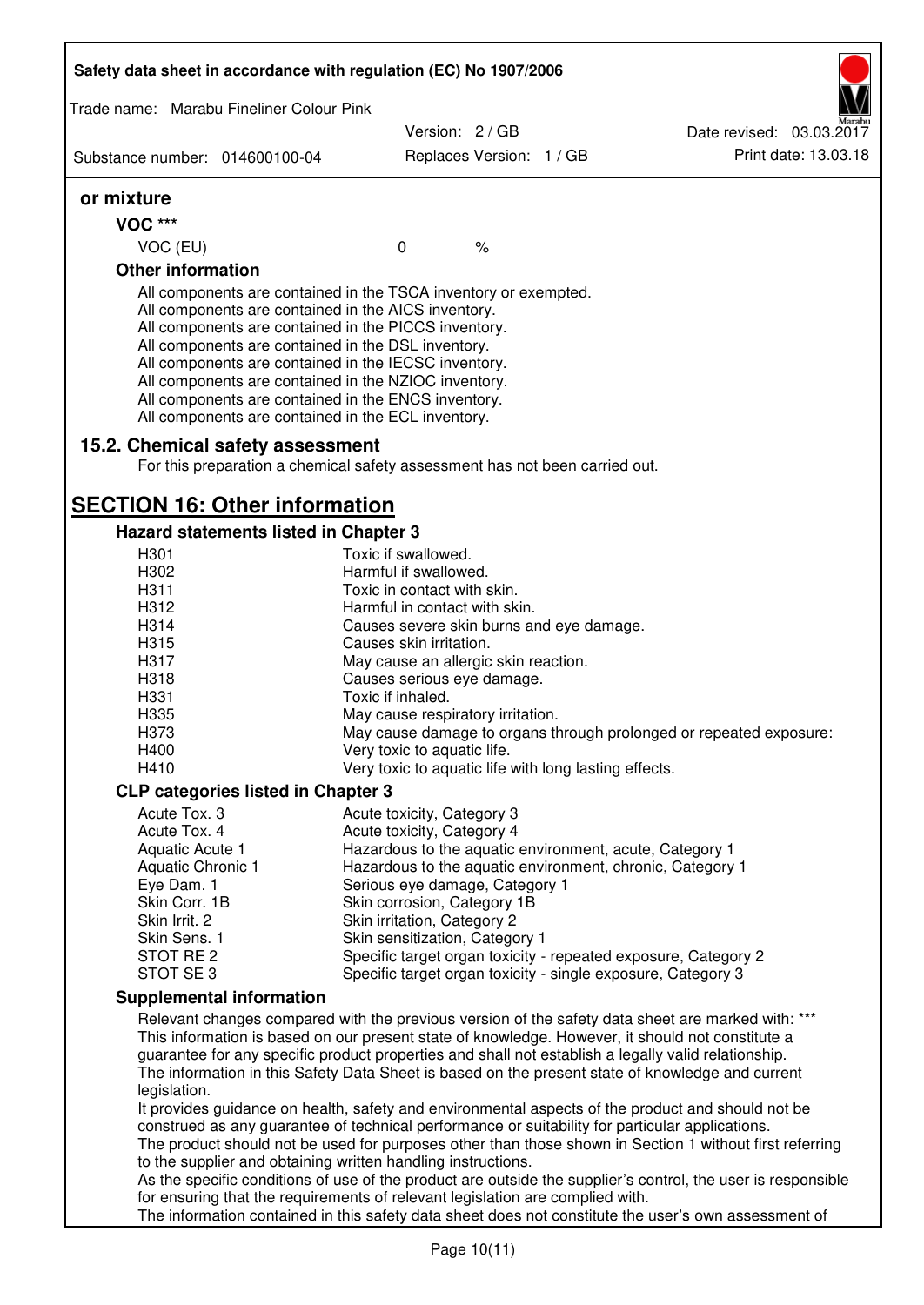**or mixture**

**VOC \*\*\***

| VOC (EU) | 0 | % |
|---|---|---|

**Other information**

All components are contained in the TSCA inventory or exempted.
All components are contained in the AICS inventory.
All components are contained in the PICCS inventory.
All components are contained in the DSL inventory.
All components are contained in the IECSC inventory.
All components are contained in the NZIOC inventory.
All components are contained in the ENCS inventory.
All components are contained in the ECL inventory.

### 15.2. Chemical safety assessment

For this preparation a chemical safety assessment has not been carried out.

## SECTION 16: Other information

### Hazard statements listed in Chapter 3

| | |
|---|---|
| H301 | Toxic if swallowed. |
| H302 | Harmful if swallowed. |
| H311 | Toxic in contact with skin. |
| H312 | Harmful in contact with skin. |
| H314 | Causes severe skin burns and eye damage. |
| H315 | Causes skin irritation. |
| H317 | May cause an allergic skin reaction. |
| H318 | Causes serious eye damage. |
| H331 | Toxic if inhaled. |
| H335 | May cause respiratory irritation. |
| H373 | May cause damage to organs through prolonged or repeated exposure: |
| H400 | Very toxic to aquatic life. |
| H410 | Very toxic to aquatic life with long lasting effects. |

### CLP categories listed in Chapter 3

| | |
|---|---|
| Acute Tox. 3 | Acute toxicity, Category 3 |
| Acute Tox. 4 | Acute toxicity, Category 4 |
| Aquatic Acute 1 | Hazardous to the aquatic environment, acute, Category 1 |
| Aquatic Chronic 1 | Hazardous to the aquatic environment, chronic, Category 1 |
| Eye Dam. 1 | Serious eye damage, Category 1 |
| Skin Corr. 1B | Skin corrosion, Category 1B |
| Skin Irrit. 2 | Skin irritation, Category 2 |
| Skin Sens. 1 | Skin sensitization, Category 1 |
| STOT RE 2 | Specific target organ toxicity - repeated exposure, Category 2 |
| STOT SE 3 | Specific target organ toxicity - single exposure, Category 3 |

### Supplemental information

Relevant changes compared with the previous version of the safety data sheet are marked with: \*\*\*
This information is based on our present state of knowledge. However, it should not constitute a guarantee for any specific product properties and shall not establish a legally valid relationship.
The information in this Safety Data Sheet is based on the present state of knowledge and current legislation.
It provides guidance on health, safety and environmental aspects of the product and should not be construed as any guarantee of technical performance or suitability for particular applications.
The product should not be used for purposes other than those shown in Section 1 without first referring to the supplier and obtaining written handling instructions.
As the specific conditions of use of the product are outside the supplier's control, the user is responsible for ensuring that the requirements of relevant legislation are complied with.
The information contained in this safety data sheet does not constitute the user's own assessment of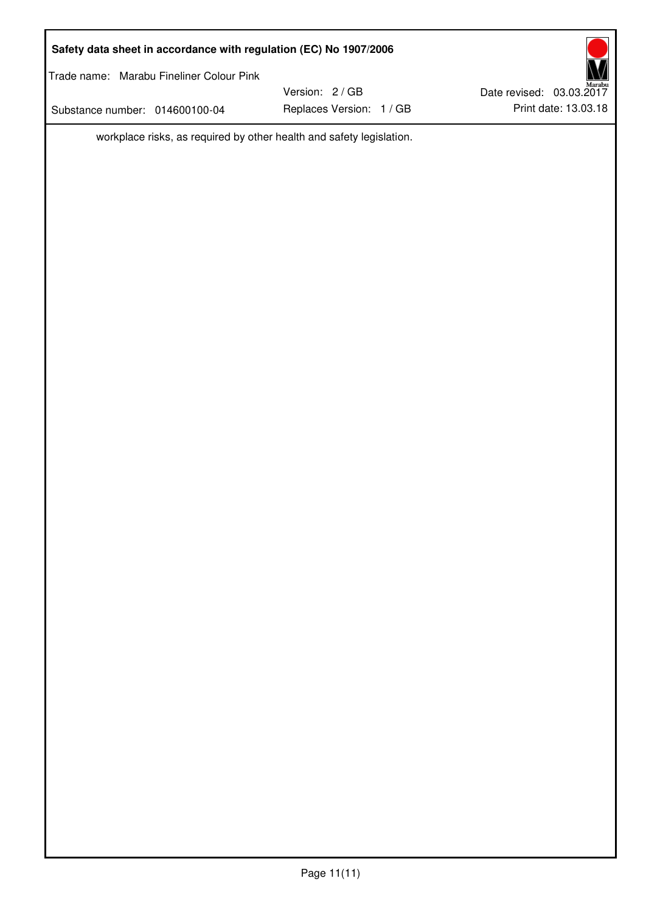workplace risks, as required by other health and safety legislation.